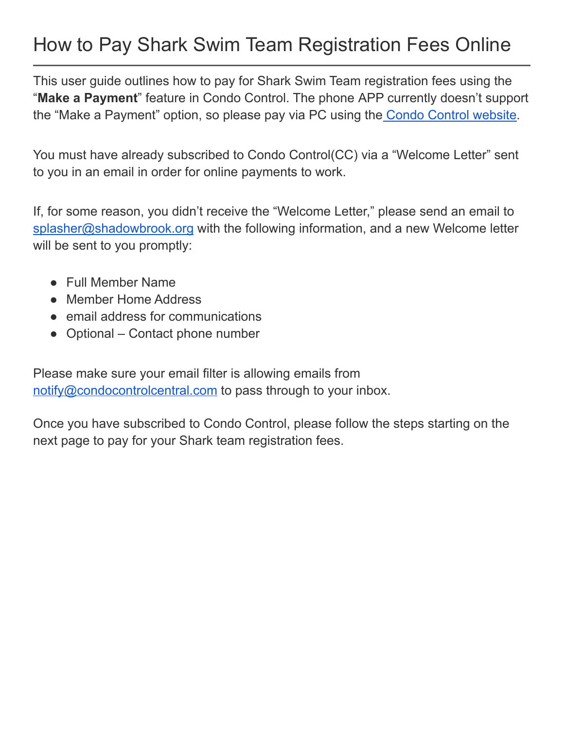# How to Pay Shark Swim Team Registration Fees Online

This user guide outlines how to pay for Shark Swim Team registration fees using the "**Make a Payment**" feature in Condo Control. The phone APP currently doesn't support the "Make a Payment" option, so please pay via PC using the Condo Control website.

You must have already subscribed to Condo Control(CC) via a "Welcome Letter" sent to you in an email in order for online payments to work.

If, for some reason, you didn't receive the "Welcome Letter," please send an email to splasher@shadowbrook.org with the following information, and a new Welcome letter will be sent to you promptly:

- Full Member Name
- Member Home Address
- email address for communications
- Optional – Contact phone number

Please make sure your email filter is allowing emails from notify@condocontrolcentral.com to pass through to your inbox.

Once you have subscribed to Condo Control, please follow the steps starting on the next page to pay for your Shark team registration fees.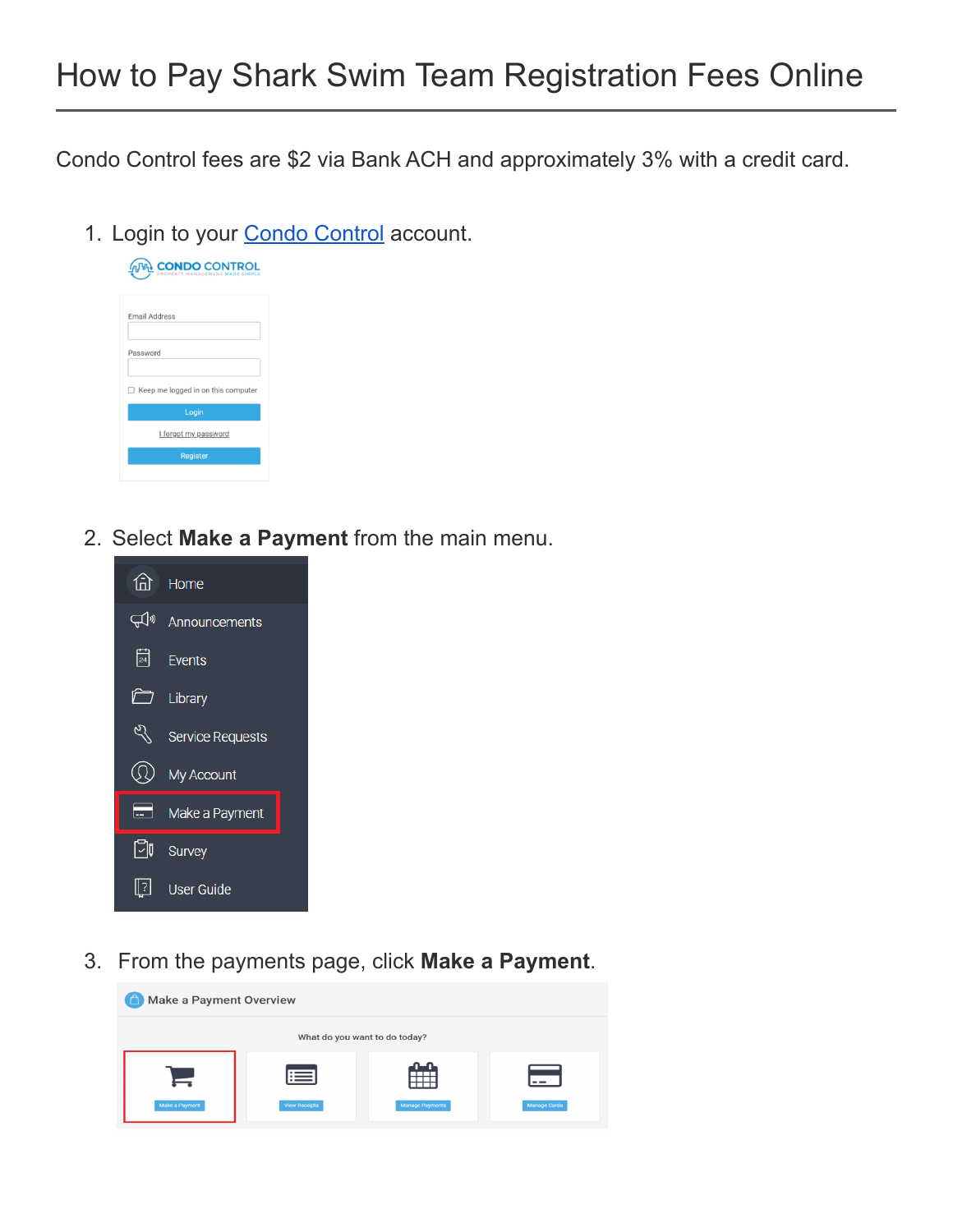# How to Pay Shark Swim Team Registration Fees Online

Condo Control fees are $2 via Bank ACH and approximately 3% with a credit card.

1. Login to your Condo Control account.

2. Select **Make a Payment** from the main menu.

3. From the payments page, click **Make a Payment**.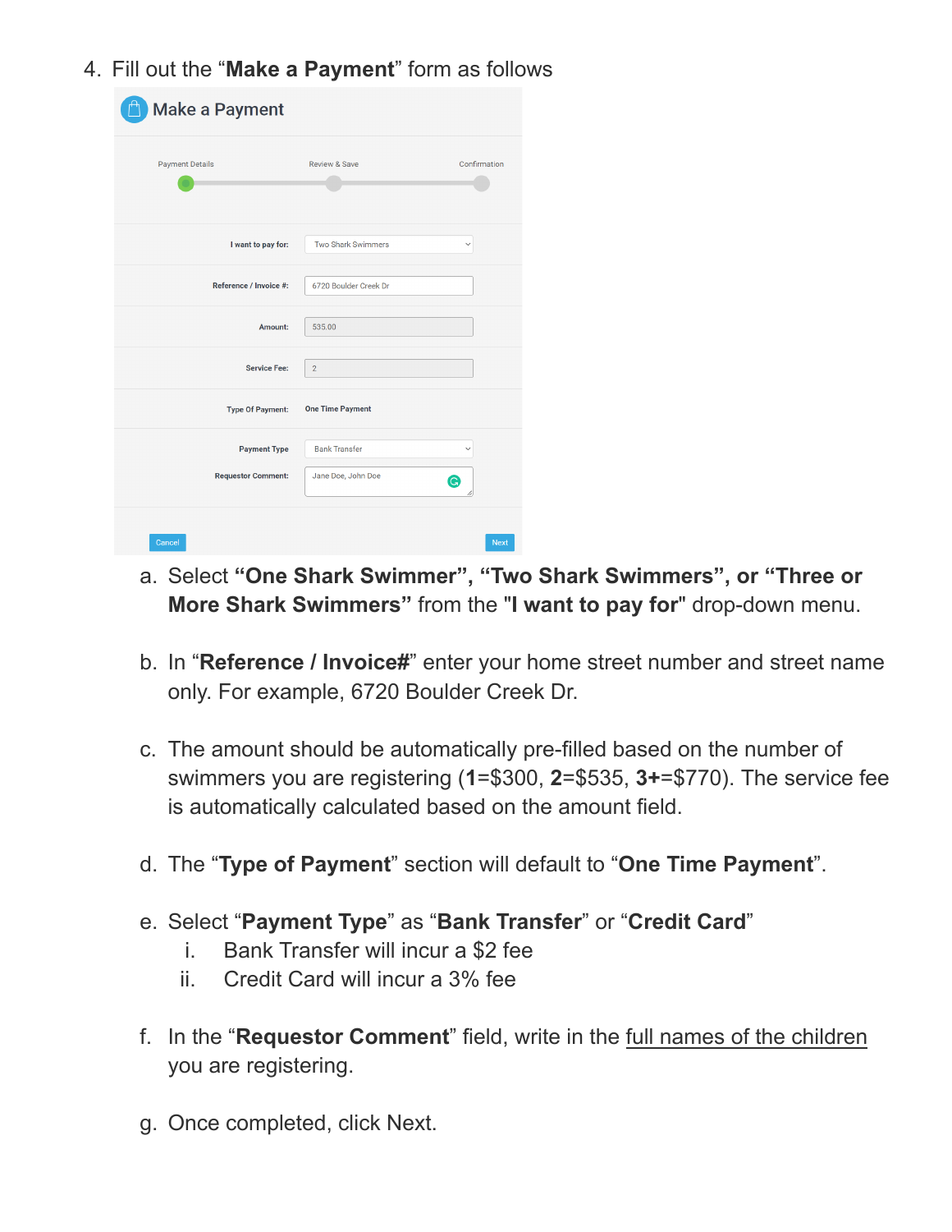4. Fill out the "**Make a Payment**" form as follows

Make a Payment

Payment Details
Review & Save
Confirmation

I want to pay for: Two Shark Swimmers

Reference / Invoice #: 6720 Boulder Creek Dr

Amount: 535.00

Service Fee: 2

Type Of Payment: One Time Payment

Payment Type: Bank Transfer

Requestor Comment: Jane Doe, John Doe

Cancel
Next

   a. Select **"One Shark Swimmer", "Two Shark Swimmers", or "Three or More Shark Swimmers"** from the "**I want to pay for**" drop-down menu.

   b. In "**Reference / Invoice#**" enter your home street number and street name only. For example, 6720 Boulder Creek Dr.

   c. The amount should be automatically pre-filled based on the number of swimmers you are registering (**1**=$300, **2**=$535, **3+**=$770). The service fee is automatically calculated based on the amount field.

   d. The "**Type of Payment**" section will default to "**One Time Payment**".

   e. Select "**Payment Type**" as "**Bank Transfer**" or "**Credit Card**"
      i. Bank Transfer will incur a $2 fee
      ii. Credit Card will incur a 3% fee

   f. In the "**Requestor Comment**" field, write in the full names of the children you are registering.

   g. Once completed, click Next.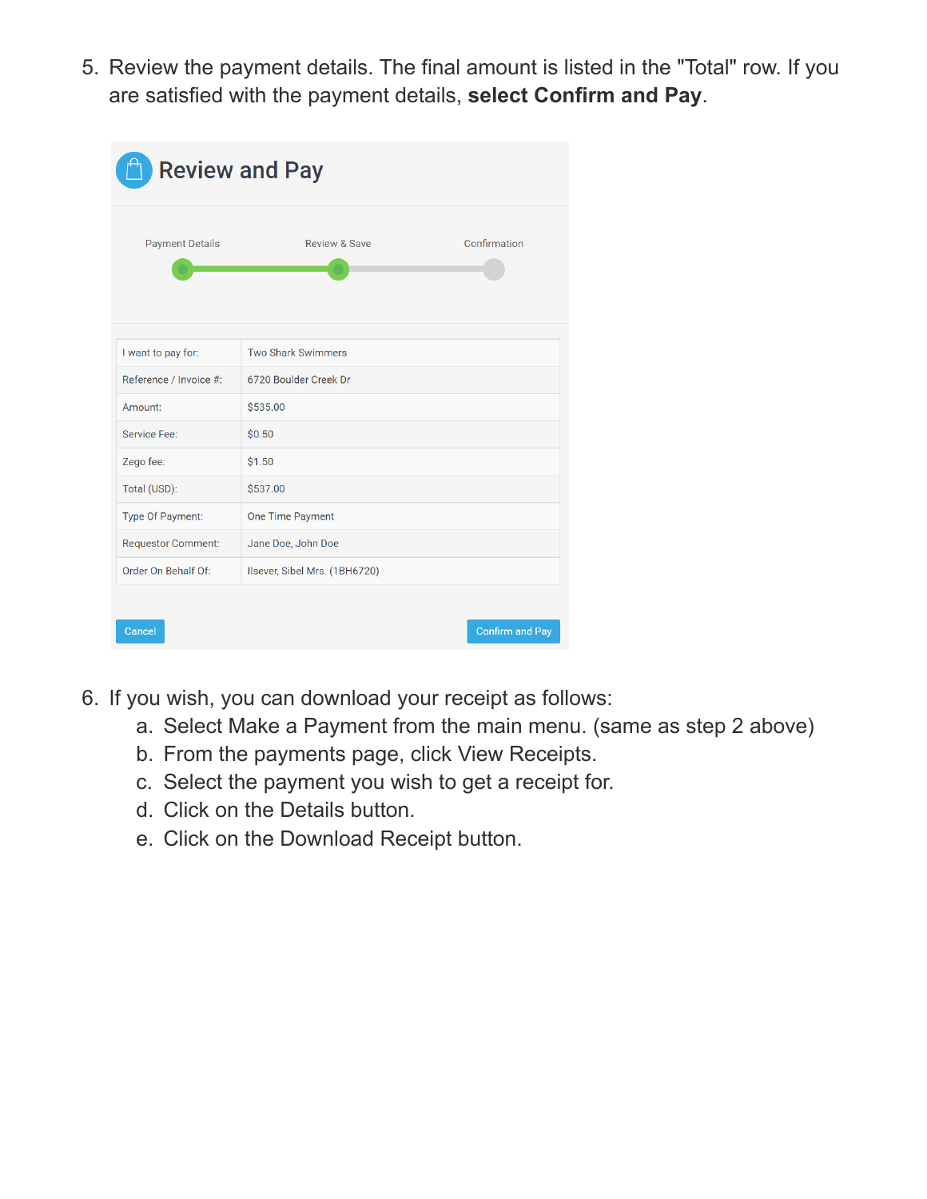5. Review the payment details. The final amount is listed in the "Total" row. If you are satisfied with the payment details, **select Confirm and Pay**.

Review and Pay

Payment Details

Review & Save

Confirmation

| | |
|---|---|
| I want to pay for: | Two Shark Swimmers |
| Reference / Invoice #: | 6720 Boulder Creek Dr |
| Amount: | $535.00 |
| Service Fee: | $0.50 |
| Zego fee: | $1.50 |
| Total (USD): | $537.00 |
| Type Of Payment: | One Time Payment |
| Requestor Comment: | Jane Doe, John Doe |
| Order On Behalf Of: | Ilsever, Sibel Mrs. (1BH6720) |

Cancel

Confirm and Pay

6. If you wish, you can download your receipt as follows:
   a. Select Make a Payment from the main menu. (same as step 2 above)
   b. From the payments page, click View Receipts.
   c. Select the payment you wish to get a receipt for.
   d. Click on the Details button.
   e. Click on the Download Receipt button.